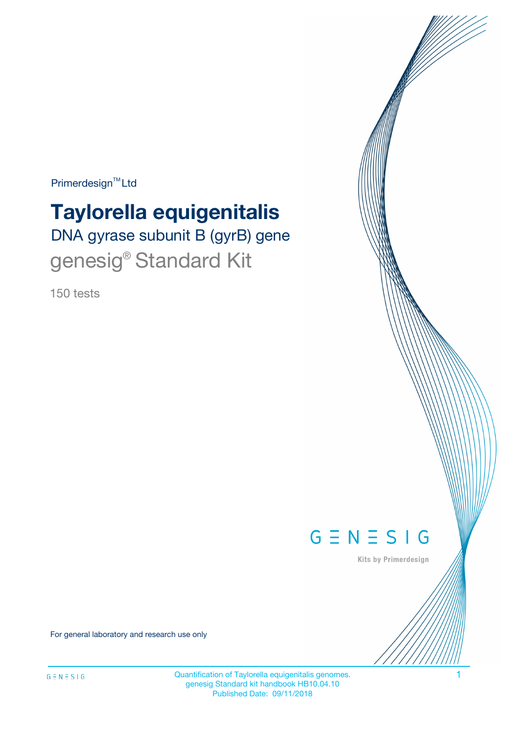Primerdesign™ Ltd

# Taylorella equigenitalis

## DNA gyrase subunit B (gyrB) gene

## genesig® Standard Kit

150 tests

GENESIG

Kits by Primerdesign

For general laboratory and research use only

Quantification of Taylorella equigenitalis genomes.
genesig Standard kit handbook HB10.04.10
Published Date: 09/11/2018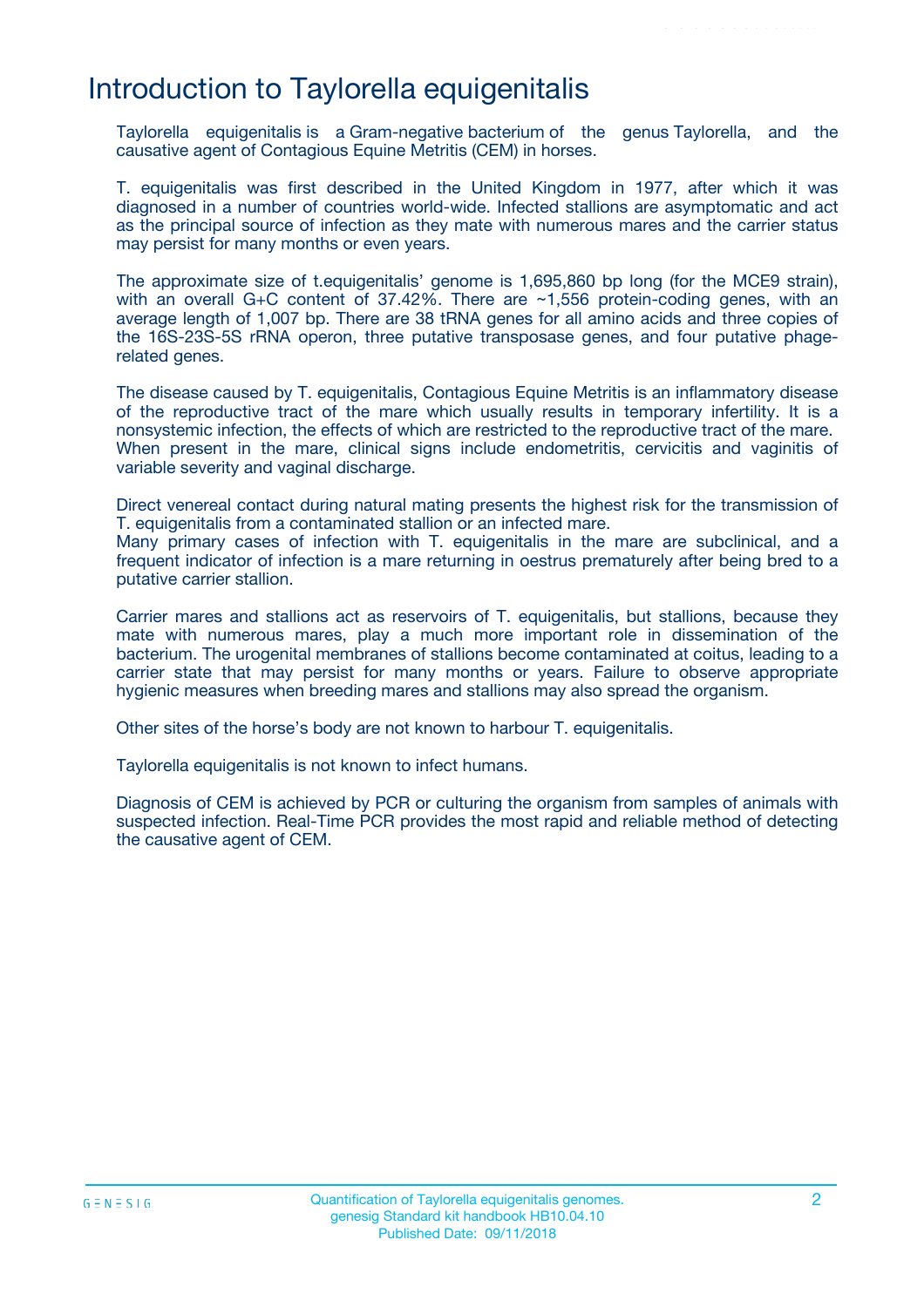# Introduction to Taylorella equigenitalis

Taylorella equigenitalis is a Gram-negative bacterium of the genus Taylorella, and the causative agent of Contagious Equine Metritis (CEM) in horses.

T. equigenitalis was first described in the United Kingdom in 1977, after which it was diagnosed in a number of countries world-wide. Infected stallions are asymptomatic and act as the principal source of infection as they mate with numerous mares and the carrier status may persist for many months or even years.

The approximate size of t.equigenitalis' genome is 1,695,860 bp long (for the MCE9 strain), with an overall G+C content of 37.42%. There are ~1,556 protein-coding genes, with an average length of 1,007 bp. There are 38 tRNA genes for all amino acids and three copies of the 16S-23S-5S rRNA operon, three putative transposase genes, and four putative phage-related genes.

The disease caused by T. equigenitalis, Contagious Equine Metritis is an inflammatory disease of the reproductive tract of the mare which usually results in temporary infertility. It is a nonsystemic infection, the effects of which are restricted to the reproductive tract of the mare. When present in the mare, clinical signs include endometritis, cervicitis and vaginitis of variable severity and vaginal discharge.

Direct venereal contact during natural mating presents the highest risk for the transmission of T. equigenitalis from a contaminated stallion or an infected mare.
Many primary cases of infection with T. equigenitalis in the mare are subclinical, and a frequent indicator of infection is a mare returning in oestrus prematurely after being bred to a putative carrier stallion.

Carrier mares and stallions act as reservoirs of T. equigenitalis, but stallions, because they mate with numerous mares, play a much more important role in dissemination of the bacterium. The urogenital membranes of stallions become contaminated at coitus, leading to a carrier state that may persist for many months or years. Failure to observe appropriate hygienic measures when breeding mares and stallions may also spread the organism.

Other sites of the horse's body are not known to harbour T. equigenitalis.

Taylorella equigenitalis is not known to infect humans.

Diagnosis of CEM is achieved by PCR or culturing the organism from samples of animals with suspected infection. Real-Time PCR provides the most rapid and reliable method of detecting the causative agent of CEM.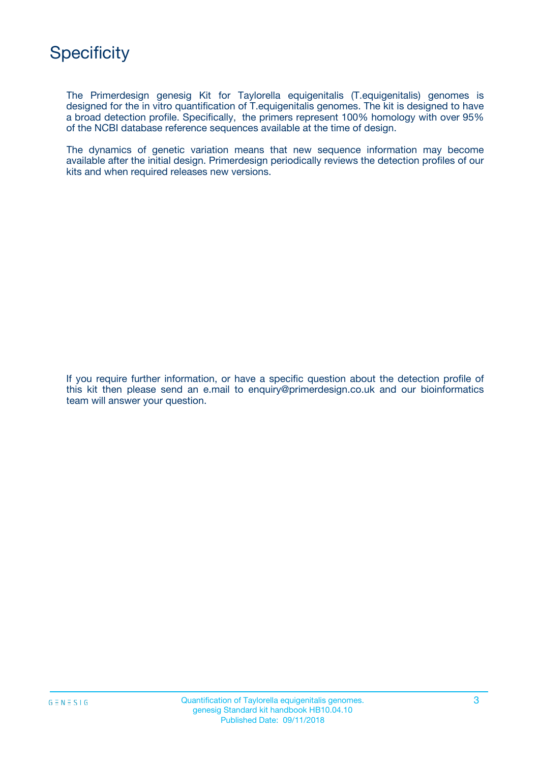# Specificity

The Primerdesign genesig Kit for Taylorella equigenitalis (T.equigenitalis) genomes is designed for the in vitro quantification of T.equigenitalis genomes. The kit is designed to have a broad detection profile. Specifically, the primers represent 100% homology with over 95% of the NCBI database reference sequences available at the time of design.

The dynamics of genetic variation means that new sequence information may become available after the initial design. Primerdesign periodically reviews the detection profiles of our kits and when required releases new versions.

If you require further information, or have a specific question about the detection profile of this kit then please send an e.mail to enquiry@primerdesign.co.uk and our bioinformatics team will answer your question.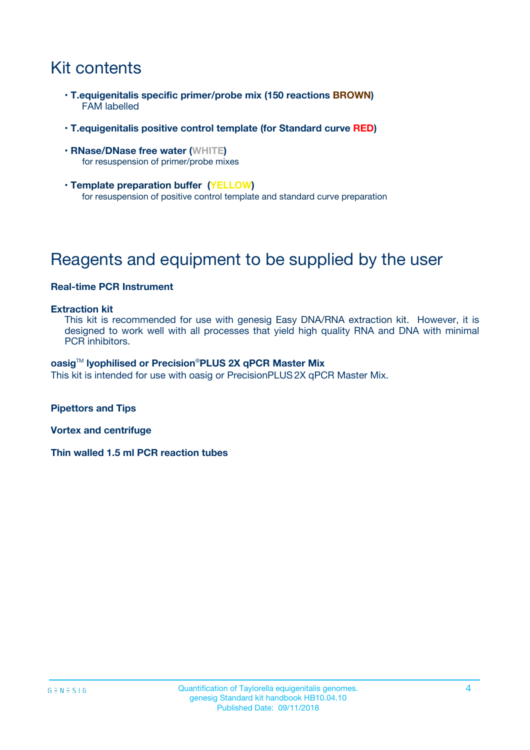# Kit contents

- **T.equigenitalis specific primer/probe mix (150 reactions BROWN)**
  FAM labelled
- **T.equigenitalis positive control template (for Standard curve RED)**
- **RNase/DNase free water (WHITE)**
  for resuspension of primer/probe mixes
- **Template preparation buffer (YELLOW)**
  for resuspension of positive control template and standard curve preparation

# Reagents and equipment to be supplied by the user

**Real-time PCR Instrument**

**Extraction kit**

This kit is recommended for use with genesig Easy DNA/RNA extraction kit. However, it is designed to work well with all processes that yield high quality RNA and DNA with minimal PCR inhibitors.

**oasig™ lyophilised or Precision®PLUS 2X qPCR Master Mix**

This kit is intended for use with oasig or PrecisionPLUS 2X qPCR Master Mix.

**Pipettors and Tips**

**Vortex and centrifuge**

**Thin walled 1.5 ml PCR reaction tubes**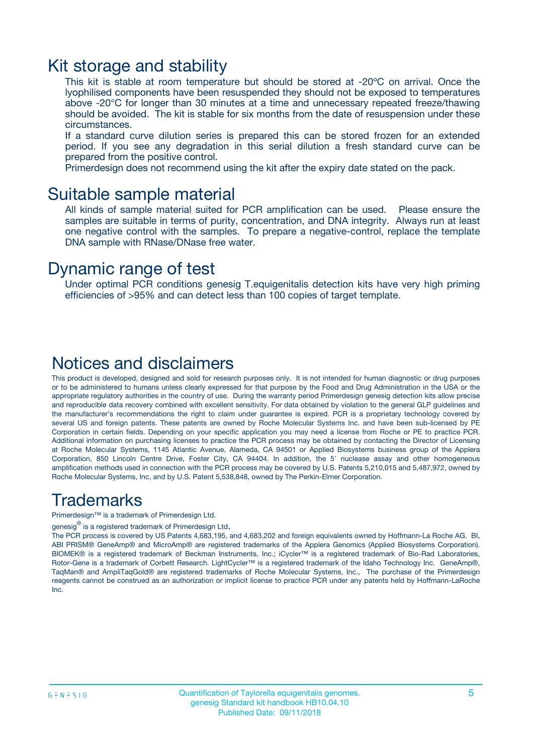# Kit storage and stability

This kit is stable at room temperature but should be stored at -20ºC on arrival. Once the lyophilised components have been resuspended they should not be exposed to temperatures above -20°C for longer than 30 minutes at a time and unnecessary repeated freeze/thawing should be avoided. The kit is stable for six months from the date of resuspension under these circumstances.

If a standard curve dilution series is prepared this can be stored frozen for an extended period. If you see any degradation in this serial dilution a fresh standard curve can be prepared from the positive control.

Primerdesign does not recommend using the kit after the expiry date stated on the pack.

# Suitable sample material

All kinds of sample material suited for PCR amplification can be used. Please ensure the samples are suitable in terms of purity, concentration, and DNA integrity. Always run at least one negative control with the samples. To prepare a negative-control, replace the template DNA sample with RNase/DNase free water.

# Dynamic range of test

Under optimal PCR conditions genesig T.equigenitalis detection kits have very high priming efficiencies of >95% and can detect less than 100 copies of target template.

# Notices and disclaimers

This product is developed, designed and sold for research purposes only. It is not intended for human diagnostic or drug purposes or to be administered to humans unless clearly expressed for that purpose by the Food and Drug Administration in the USA or the appropriate regulatory authorities in the country of use. During the warranty period Primerdesign genesig detection kits allow precise and reproducible data recovery combined with excellent sensitivity. For data obtained by violation to the general GLP guidelines and the manufacturer's recommendations the right to claim under guarantee is expired. PCR is a proprietary technology covered by several US and foreign patents. These patents are owned by Roche Molecular Systems Inc. and have been sub-licensed by PE Corporation in certain fields. Depending on your specific application you may need a license from Roche or PE to practice PCR. Additional information on purchasing licenses to practice the PCR process may be obtained by contacting the Director of Licensing at Roche Molecular Systems, 1145 Atlantic Avenue, Alameda, CA 94501 or Applied Biosystems business group of the Applera Corporation, 850 Lincoln Centre Drive, Foster City, CA 94404. In addition, the 5' nuclease assay and other homogeneous amplification methods used in connection with the PCR process may be covered by U.S. Patents 5,210,015 and 5,487,972, owned by Roche Molecular Systems, Inc, and by U.S. Patent 5,538,848, owned by The Perkin-Elmer Corporation.

# Trademarks

Primerdesign™ is a trademark of Primerdesign Ltd.

genesig® is a registered trademark of Primerdesign Ltd.

The PCR process is covered by US Patents 4,683,195, and 4,683,202 and foreign equivalents owned by Hoffmann-La Roche AG. BI, ABI PRISM® GeneAmp® and MicroAmp® are registered trademarks of the Applera Genomics (Applied Biosystems Corporation). BIOMEK® is a registered trademark of Beckman Instruments, Inc.; iCycler™ is a registered trademark of Bio-Rad Laboratories, Rotor-Gene is a trademark of Corbett Research. LightCycler™ is a registered trademark of the Idaho Technology Inc. GeneAmp®, TaqMan® and AmpliTaqGold® are registered trademarks of Roche Molecular Systems, Inc., The purchase of the Primerdesign reagents cannot be construed as an authorization or implicit license to practice PCR under any patents held by Hoffmann-LaRoche Inc.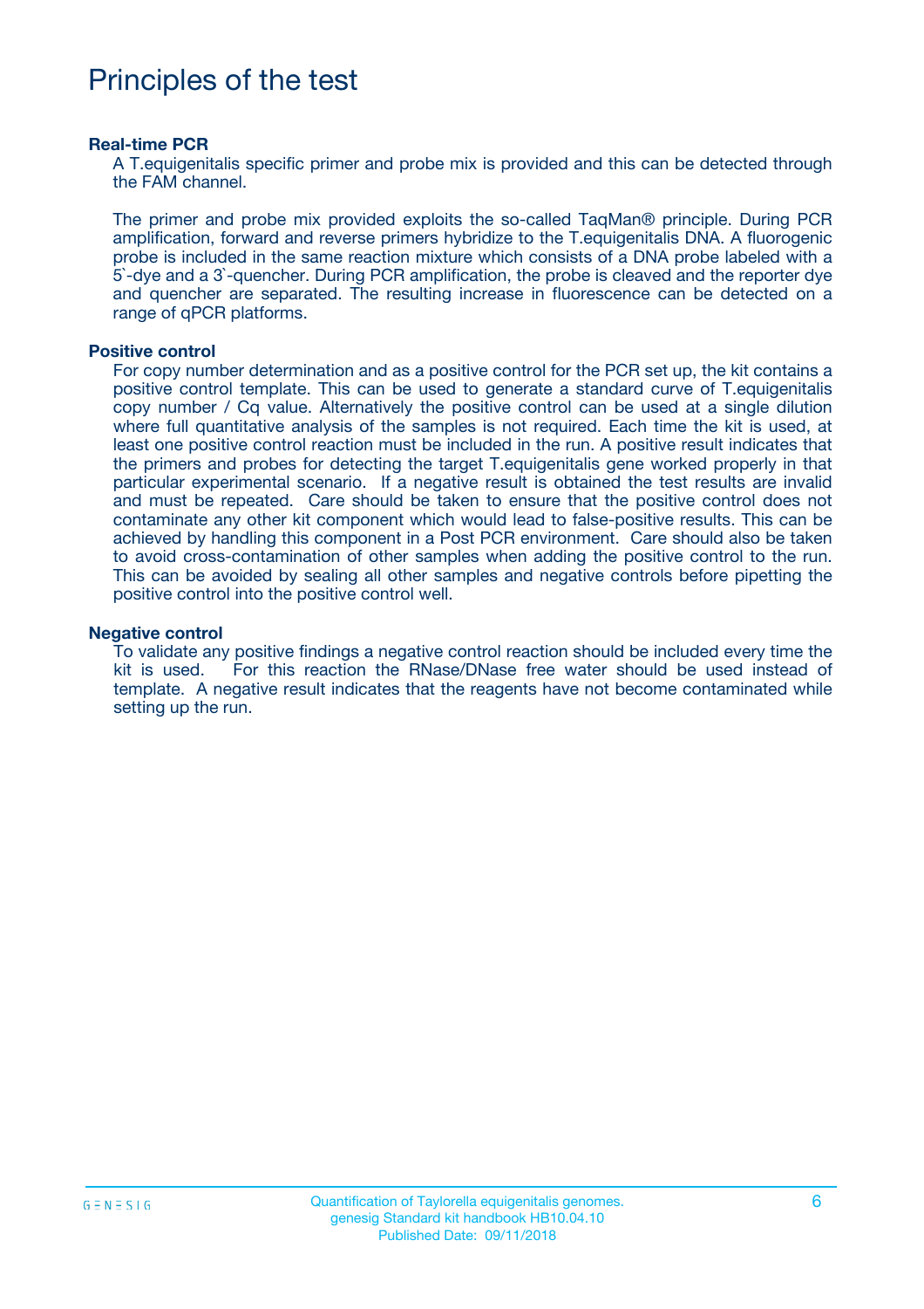# Principles of the test

### Real-time PCR

A T.equigenitalis specific primer and probe mix is provided and this can be detected through the FAM channel.

The primer and probe mix provided exploits the so-called TaqMan® principle. During PCR amplification, forward and reverse primers hybridize to the T.equigenitalis DNA. A fluorogenic probe is included in the same reaction mixture which consists of a DNA probe labeled with a 5`-dye and a 3`-quencher. During PCR amplification, the probe is cleaved and the reporter dye and quencher are separated. The resulting increase in fluorescence can be detected on a range of qPCR platforms.

### Positive control

For copy number determination and as a positive control for the PCR set up, the kit contains a positive control template. This can be used to generate a standard curve of T.equigenitalis copy number / Cq value. Alternatively the positive control can be used at a single dilution where full quantitative analysis of the samples is not required. Each time the kit is used, at least one positive control reaction must be included in the run. A positive result indicates that the primers and probes for detecting the target T.equigenitalis gene worked properly in that particular experimental scenario. If a negative result is obtained the test results are invalid and must be repeated. Care should be taken to ensure that the positive control does not contaminate any other kit component which would lead to false-positive results. This can be achieved by handling this component in a Post PCR environment. Care should also be taken to avoid cross-contamination of other samples when adding the positive control to the run. This can be avoided by sealing all other samples and negative controls before pipetting the positive control into the positive control well.

### Negative control

To validate any positive findings a negative control reaction should be included every time the kit is used. For this reaction the RNase/DNase free water should be used instead of template. A negative result indicates that the reagents have not become contaminated while setting up the run.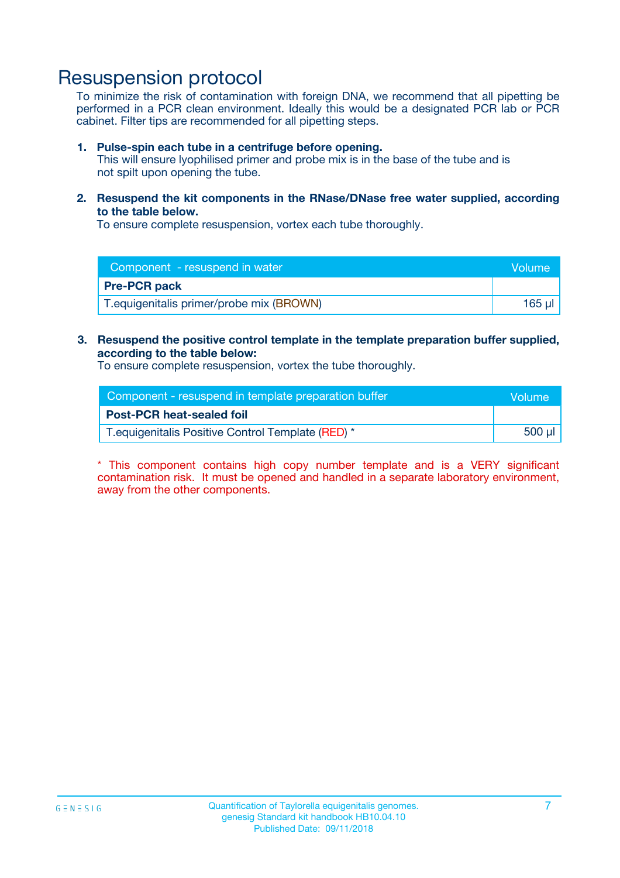# Resuspension protocol

To minimize the risk of contamination with foreign DNA, we recommend that all pipetting be performed in a PCR clean environment. Ideally this would be a designated PCR lab or PCR cabinet. Filter tips are recommended for all pipetting steps.

1. **Pulse-spin each tube in a centrifuge before opening.**
   This will ensure lyophilised primer and probe mix is in the base of the tube and is not spilt upon opening the tube.

2. **Resuspend the kit components in the RNase/DNase free water supplied, according to the table below.**
   To ensure complete resuspension, vortex each tube thoroughly.

| Component - resuspend in water | Volume |
|---|---|
| **Pre-PCR pack** | |
| T.equigenitalis primer/probe mix (BROWN) | 165 µl |

3. **Resuspend the positive control template in the template preparation buffer supplied, according to the table below:**
   To ensure complete resuspension, vortex the tube thoroughly.

| Component - resuspend in template preparation buffer | Volume |
|---|---|
| **Post-PCR heat-sealed foil** | |
| T.equigenitalis Positive Control Template (RED) * | 500 µl |

* This component contains high copy number template and is a VERY significant contamination risk. It must be opened and handled in a separate laboratory environment, away from the other components.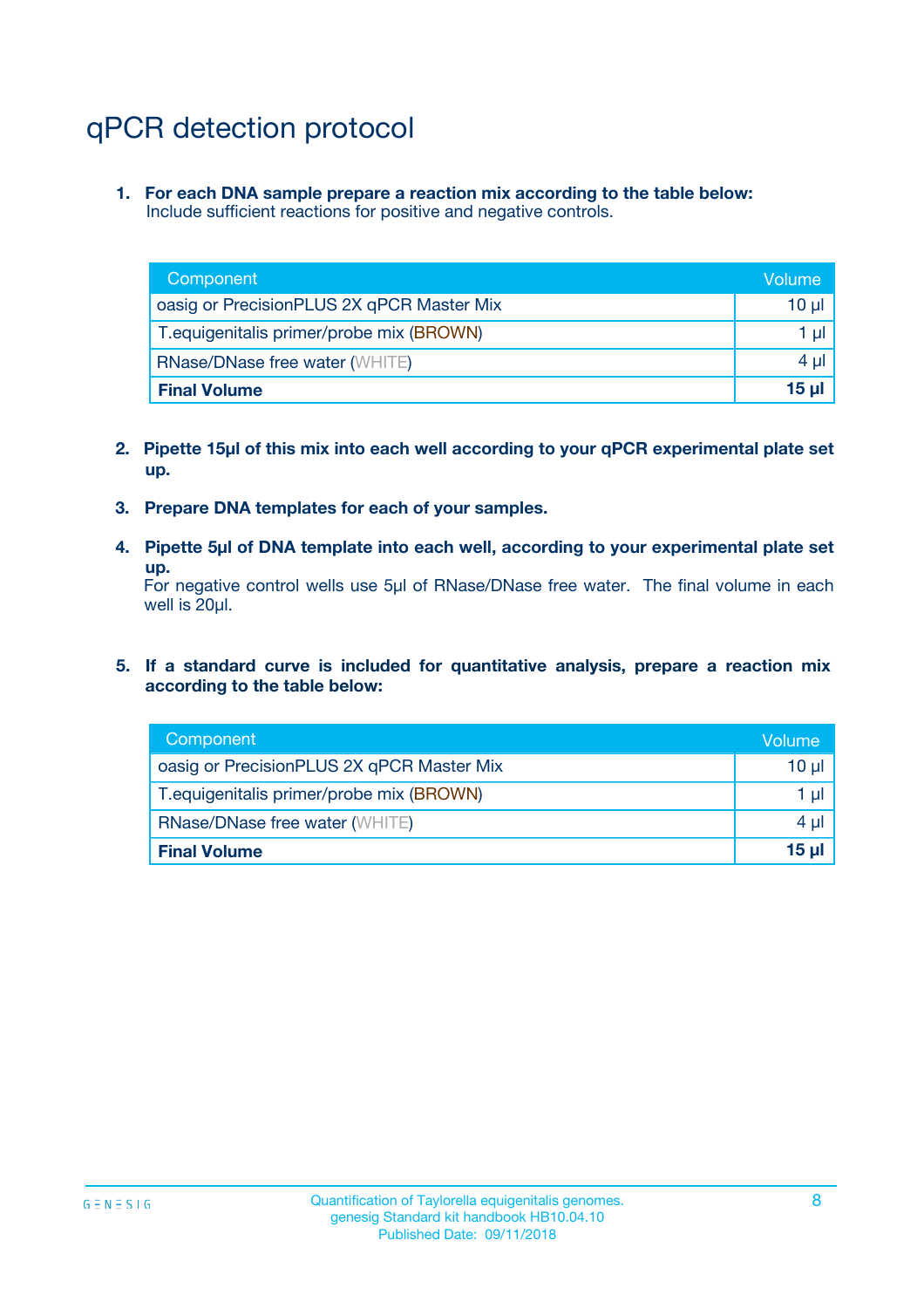# qPCR detection protocol

1. **For each DNA sample prepare a reaction mix according to the table below:**
   Include sufficient reactions for positive and negative controls.

| Component | Volume |
|---|---|
| oasig or PrecisionPLUS 2X qPCR Master Mix | 10 µl |
| T.equigenitalis primer/probe mix (BROWN) | 1 µl |
| RNase/DNase free water (WHITE) | 4 µl |
| **Final Volume** | **15 µl** |

2. **Pipette 15µl of this mix into each well according to your qPCR experimental plate set up.**

3. **Prepare DNA templates for each of your samples.**

4. **Pipette 5µl of DNA template into each well, according to your experimental plate set up.**
   For negative control wells use 5µl of RNase/DNase free water. The final volume in each well is 20µl.

5. **If a standard curve is included for quantitative analysis, prepare a reaction mix according to the table below:**

| Component | Volume |
|---|---|
| oasig or PrecisionPLUS 2X qPCR Master Mix | 10 µl |
| T.equigenitalis primer/probe mix (BROWN) | 1 µl |
| RNase/DNase free water (WHITE) | 4 µl |
| **Final Volume** | **15 µl** |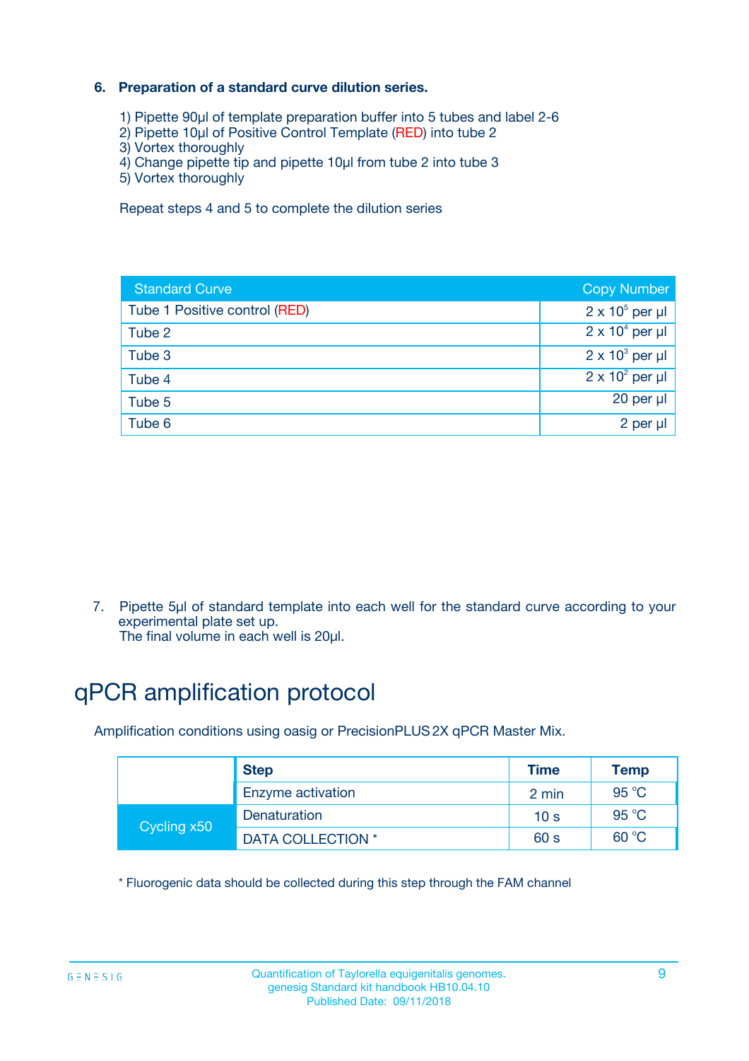### 6. Preparation of a standard curve dilution series.

1) Pipette 90µl of template preparation buffer into 5 tubes and label 2-6
2) Pipette 10µl of Positive Control Template (RED) into tube 2
3) Vortex thoroughly
4) Change pipette tip and pipette 10µl from tube 2 into tube 3
5) Vortex thoroughly

Repeat steps 4 and 5 to complete the dilution series

| Standard Curve | Copy Number |
|---|---|
| Tube 1 Positive control (RED) | $2 \times 10^5$ per µl |
| Tube 2 | $2 \times 10^4$ per µl |
| Tube 3 | $2 \times 10^3$ per µl |
| Tube 4 | $2 \times 10^2$ per µl |
| Tube 5 | 20 per µl |
| Tube 6 | 2 per µl |

7. Pipette 5µl of standard template into each well for the standard curve according to your experimental plate set up.
The final volume in each well is 20µl.

# qPCR amplification protocol

Amplification conditions using oasig or PrecisionPLUS 2X qPCR Master Mix.

| | Step | Time | Temp |
|---|---|---|---|
| | Enzyme activation | 2 min | 95 °C |
| Cycling x50 | Denaturation | 10 s | 95 °C |
| | DATA COLLECTION * | 60 s | 60 °C |

* Fluorogenic data should be collected during this step through the FAM channel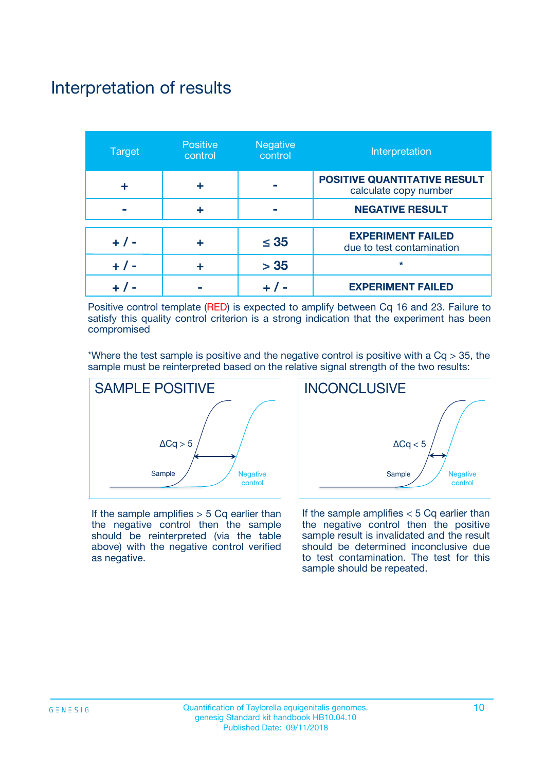# Interpretation of results

| Target | Positive control | Negative control | Interpretation |
|---|---|---|---|
| + | + | - | **POSITIVE QUANTITATIVE RESULT** calculate copy number |
| - | + | - | **NEGATIVE RESULT** |
| + / - | + | ≤ 35 | **EXPERIMENT FAILED** due to test contamination |
| + / - | + | > 35 | * |
| + / - | - | + / - | **EXPERIMENT FAILED** |

Positive control template (RED) is expected to amplify between Cq 16 and 23. Failure to satisfy this quality control criterion is a strong indication that the experiment has been compromised

*Where the test sample is positive and the negative control is positive with a Cq > 35, the sample must be reinterpreted based on the relative signal strength of the two results:

SAMPLE POSITIVE

ΔCq > 5

Sample

Negative control

If the sample amplifies > 5 Cq earlier than the negative control then the sample should be reinterpreted (via the table above) with the negative control verified as negative.

INCONCLUSIVE

ΔCq < 5

Sample

Negative control

If the sample amplifies < 5 Cq earlier than the negative control then the positive sample result is invalidated and the result should be determined inconclusive due to test contamination. The test for this sample should be repeated.